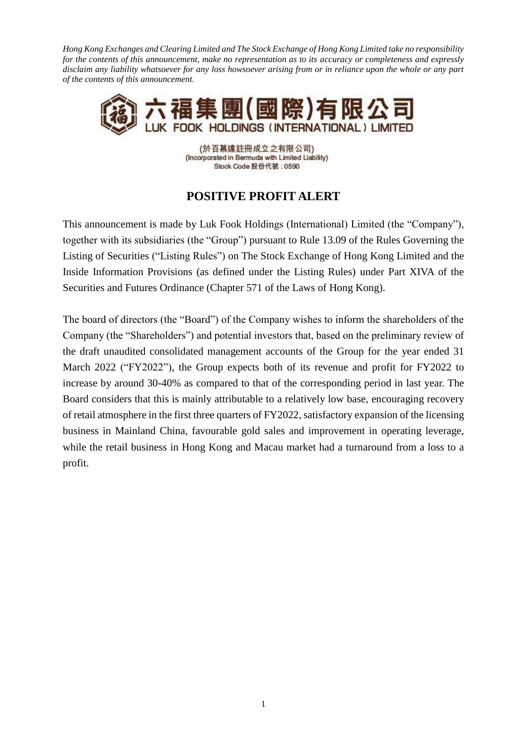*Hong Kong Exchanges and Clearing Limited and The Stock Exchange of Hong Kong Limited take no responsibility for the contents of this announcement, make no representation as to its accuracy or completeness and expressly disclaim any liability whatsoever for any loss howsoever arising from or in reliance upon the whole or any part of the contents of this announcement.*

六福集團(國際)有限公司
LUK FOOK HOLDINGS (INTERNATIONAL) LIMITED

(於百慕達註冊成立之有限公司)
(Incorporated in Bermuda with Limited Liability)
Stock Code 股份代號：0590

# POSITIVE PROFIT ALERT

This announcement is made by Luk Fook Holdings (International) Limited (the "Company"), together with its subsidiaries (the "Group") pursuant to Rule 13.09 of the Rules Governing the Listing of Securities ("Listing Rules") on The Stock Exchange of Hong Kong Limited and the Inside Information Provisions (as defined under the Listing Rules) under Part XIVA of the Securities and Futures Ordinance (Chapter 571 of the Laws of Hong Kong).

The board of directors (the "Board") of the Company wishes to inform the shareholders of the Company (the "Shareholders") and potential investors that, based on the preliminary review of the draft unaudited consolidated management accounts of the Group for the year ended 31 March 2022 ("FY2022"), the Group expects both of its revenue and profit for FY2022 to increase by around 30-40% as compared to that of the corresponding period in last year. The Board considers that this is mainly attributable to a relatively low base, encouraging recovery of retail atmosphere in the first three quarters of FY2022, satisfactory expansion of the licensing business in Mainland China, favourable gold sales and improvement in operating leverage, while the retail business in Hong Kong and Macau market had a turnaround from a loss to a profit.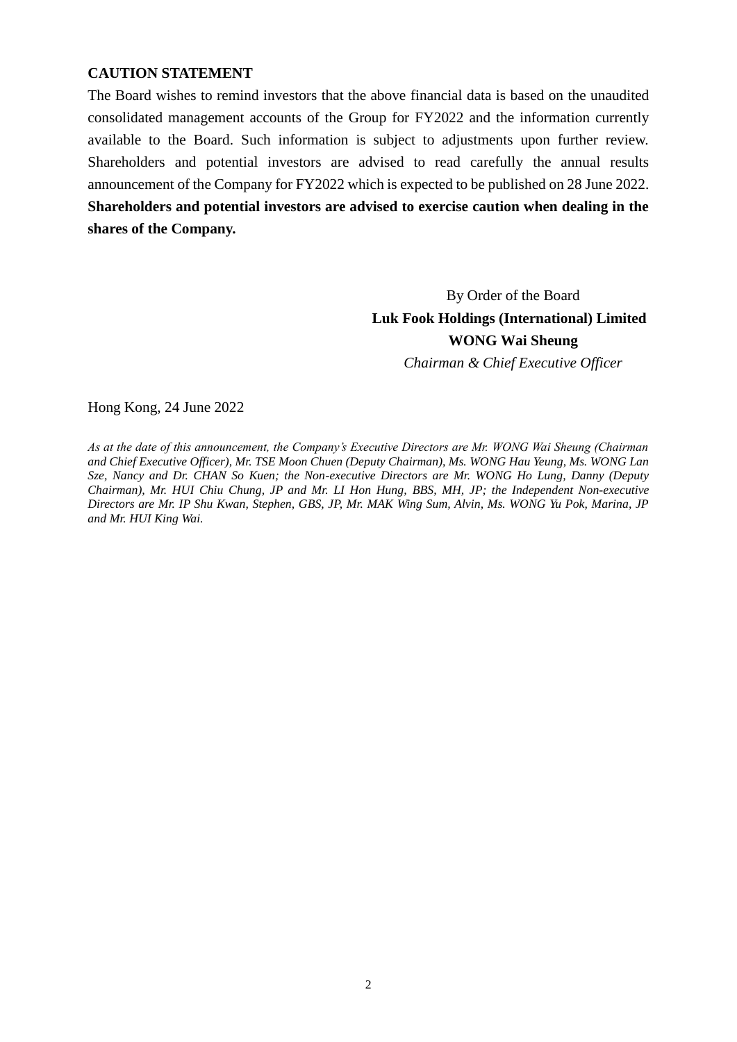**CAUTION STATEMENT**

The Board wishes to remind investors that the above financial data is based on the unaudited consolidated management accounts of the Group for FY2022 and the information currently available to the Board. Such information is subject to adjustments upon further review. Shareholders and potential investors are advised to read carefully the annual results announcement of the Company for FY2022 which is expected to be published on 28 June 2022. **Shareholders and potential investors are advised to exercise caution when dealing in the shares of the Company.**

By Order of the Board
**Luk Fook Holdings (International) Limited**
**WONG Wai Sheung**
*Chairman & Chief Executive Officer*

Hong Kong, 24 June 2022

*As at the date of this announcement, the Company's Executive Directors are Mr. WONG Wai Sheung (Chairman and Chief Executive Officer), Mr. TSE Moon Chuen (Deputy Chairman), Ms. WONG Hau Yeung, Ms. WONG Lan Sze, Nancy and Dr. CHAN So Kuen; the Non-executive Directors are Mr. WONG Ho Lung, Danny (Deputy Chairman), Mr. HUI Chiu Chung, JP and Mr. LI Hon Hung, BBS, MH, JP; the Independent Non-executive Directors are Mr. IP Shu Kwan, Stephen, GBS, JP, Mr. MAK Wing Sum, Alvin, Ms. WONG Yu Pok, Marina, JP and Mr. HUI King Wai.*